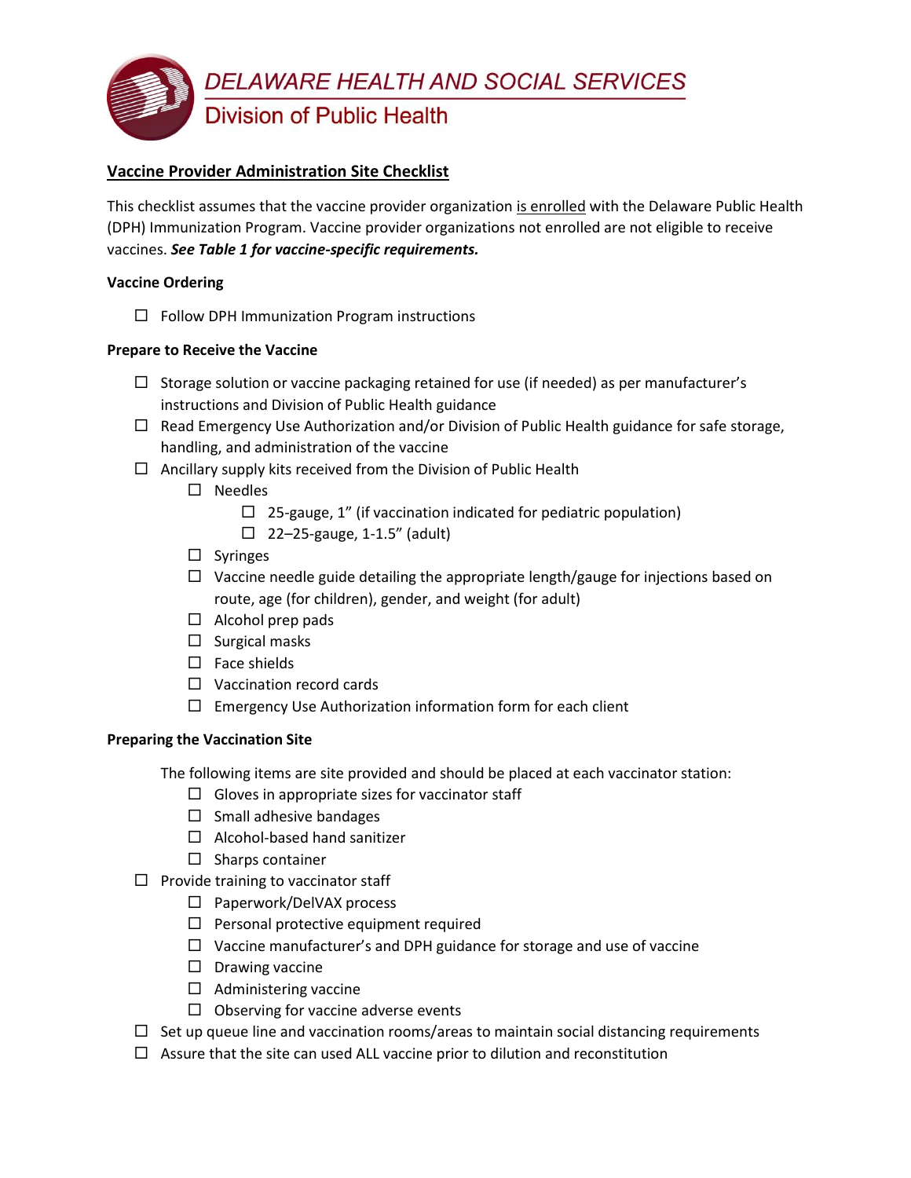DELAWARE HEALTH AND SOCIAL SERVICES

Division of Public Health

## Vaccine Provider Administration Site Checklist

This checklist assumes that the vaccine provider organization is enrolled with the Delaware Public Health (DPH) Immunization Program. Vaccine provider organizations not enrolled are not eligible to receive vaccines. ***See Table 1 for vaccine-specific requirements.***

### Vaccine Ordering

- ☐ Follow DPH Immunization Program instructions

### Prepare to Receive the Vaccine

- ☐ Storage solution or vaccine packaging retained for use (if needed) as per manufacturer's instructions and Division of Public Health guidance
- ☐ Read Emergency Use Authorization and/or Division of Public Health guidance for safe storage, handling, and administration of the vaccine
- ☐ Ancillary supply kits received from the Division of Public Health
  - ☐ Needles
    - ☐ 25-gauge, 1" (if vaccination indicated for pediatric population)
    - ☐ 22–25-gauge, 1-1.5" (adult)
  - ☐ Syringes
  - ☐ Vaccine needle guide detailing the appropriate length/gauge for injections based on route, age (for children), gender, and weight (for adult)
  - ☐ Alcohol prep pads
  - ☐ Surgical masks
  - ☐ Face shields
  - ☐ Vaccination record cards
  - ☐ Emergency Use Authorization information form for each client

### Preparing the Vaccination Site

The following items are site provided and should be placed at each vaccinator station:

- ☐ Gloves in appropriate sizes for vaccinator staff
- ☐ Small adhesive bandages
- ☐ Alcohol-based hand sanitizer
- ☐ Sharps container

- ☐ Provide training to vaccinator staff
  - ☐ Paperwork/DelVAX process
  - ☐ Personal protective equipment required
  - ☐ Vaccine manufacturer's and DPH guidance for storage and use of vaccine
  - ☐ Drawing vaccine
  - ☐ Administering vaccine
  - ☐ Observing for vaccine adverse events
- ☐ Set up queue line and vaccination rooms/areas to maintain social distancing requirements
- ☐ Assure that the site can used ALL vaccine prior to dilution and reconstitution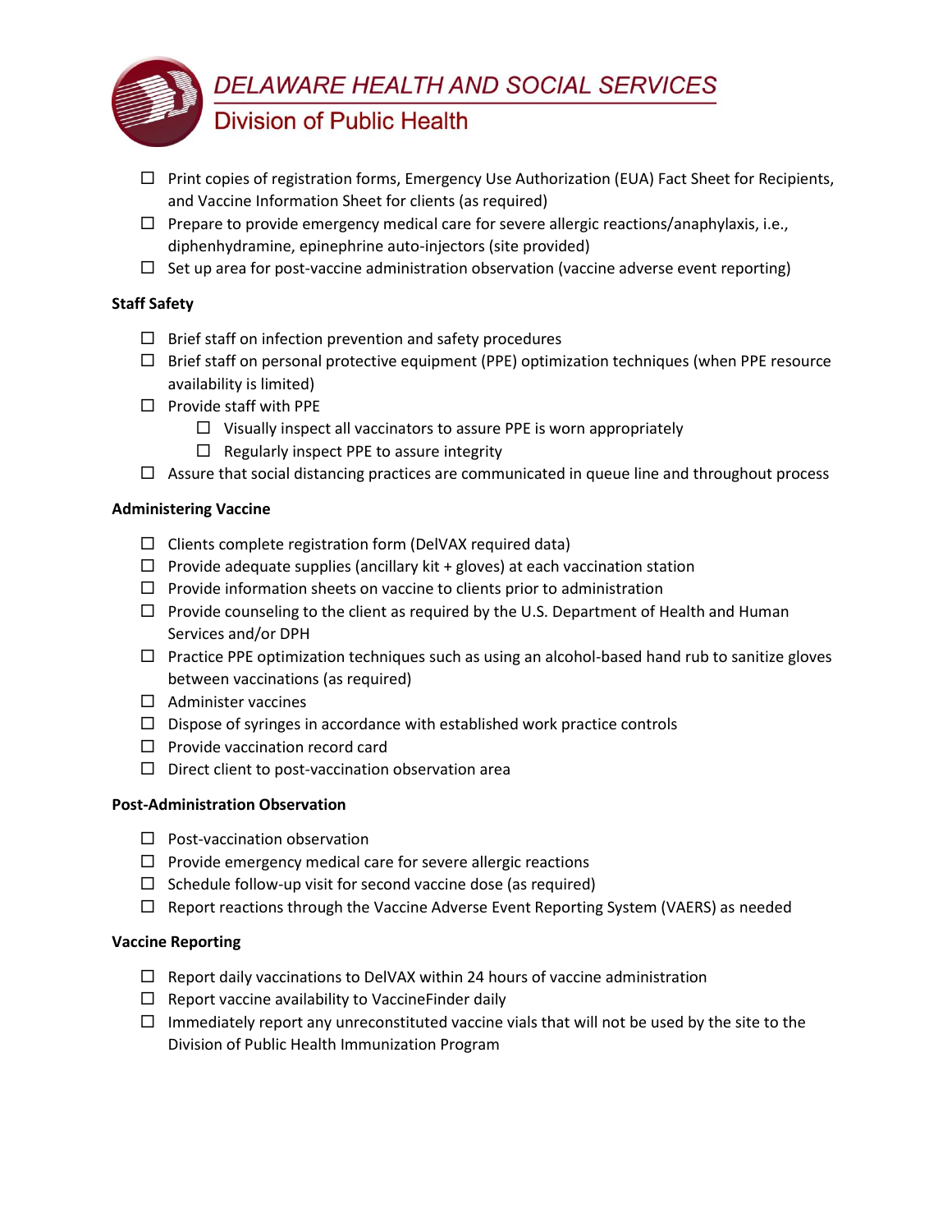- ☐ Print copies of registration forms, Emergency Use Authorization (EUA) Fact Sheet for Recipients, and Vaccine Information Sheet for clients (as required)
- ☐ Prepare to provide emergency medical care for severe allergic reactions/anaphylaxis, i.e., diphenhydramine, epinephrine auto-injectors (site provided)
- ☐ Set up area for post-vaccine administration observation (vaccine adverse event reporting)

**Staff Safety**

- ☐ Brief staff on infection prevention and safety procedures
- ☐ Brief staff on personal protective equipment (PPE) optimization techniques (when PPE resource availability is limited)
- ☐ Provide staff with PPE
  - ☐ Visually inspect all vaccinators to assure PPE is worn appropriately
  - ☐ Regularly inspect PPE to assure integrity
- ☐ Assure that social distancing practices are communicated in queue line and throughout process

**Administering Vaccine**

- ☐ Clients complete registration form (DelVAX required data)
- ☐ Provide adequate supplies (ancillary kit + gloves) at each vaccination station
- ☐ Provide information sheets on vaccine to clients prior to administration
- ☐ Provide counseling to the client as required by the U.S. Department of Health and Human Services and/or DPH
- ☐ Practice PPE optimization techniques such as using an alcohol-based hand rub to sanitize gloves between vaccinations (as required)
- ☐ Administer vaccines
- ☐ Dispose of syringes in accordance with established work practice controls
- ☐ Provide vaccination record card
- ☐ Direct client to post-vaccination observation area

**Post-Administration Observation**

- ☐ Post-vaccination observation
- ☐ Provide emergency medical care for severe allergic reactions
- ☐ Schedule follow-up visit for second vaccine dose (as required)
- ☐ Report reactions through the Vaccine Adverse Event Reporting System (VAERS) as needed

**Vaccine Reporting**

- ☐ Report daily vaccinations to DelVAX within 24 hours of vaccine administration
- ☐ Report vaccine availability to VaccineFinder daily
- ☐ Immediately report any unreconstituted vaccine vials that will not be used by the site to the Division of Public Health Immunization Program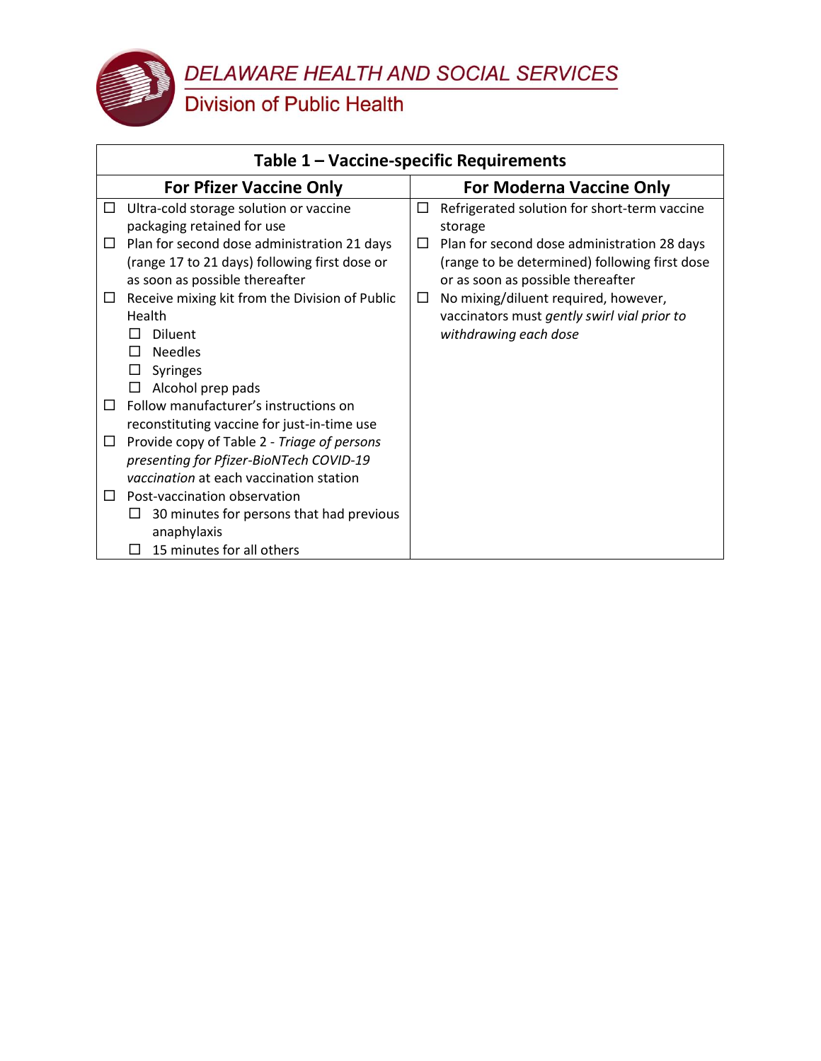| Table 1 – Vaccine-specific Requirements | |
|---|---|
| **For Pfizer Vaccine Only** | **For Moderna Vaccine Only** |
| ☐ Ultra-cold storage solution or vaccine packaging retained for use<br>☐ Plan for second dose administration 21 days (range 17 to 21 days) following first dose or as soon as possible thereafter<br>☐ Receive mixing kit from the Division of Public Health<br>&nbsp;&nbsp;&nbsp;&nbsp;☐ Diluent<br>&nbsp;&nbsp;&nbsp;&nbsp;☐ Needles<br>&nbsp;&nbsp;&nbsp;&nbsp;☐ Syringes<br>&nbsp;&nbsp;&nbsp;&nbsp;☐ Alcohol prep pads<br>☐ Follow manufacturer's instructions on reconstituting vaccine for just-in-time use<br>☐ Provide copy of Table 2 - *Triage of persons presenting for Pfizer-BioNTech COVID-19 vaccination* at each vaccination station<br>☐ Post-vaccination observation<br>&nbsp;&nbsp;&nbsp;&nbsp;☐ 30 minutes for persons that had previous anaphylaxis<br>&nbsp;&nbsp;&nbsp;&nbsp;☐ 15 minutes for all others | ☐ Refrigerated solution for short-term vaccine storage<br>☐ Plan for second dose administration 28 days (range to be determined) following first dose or as soon as possible thereafter<br>☐ No mixing/diluent required, however, vaccinators must *gently swirl vial prior to withdrawing each dose* |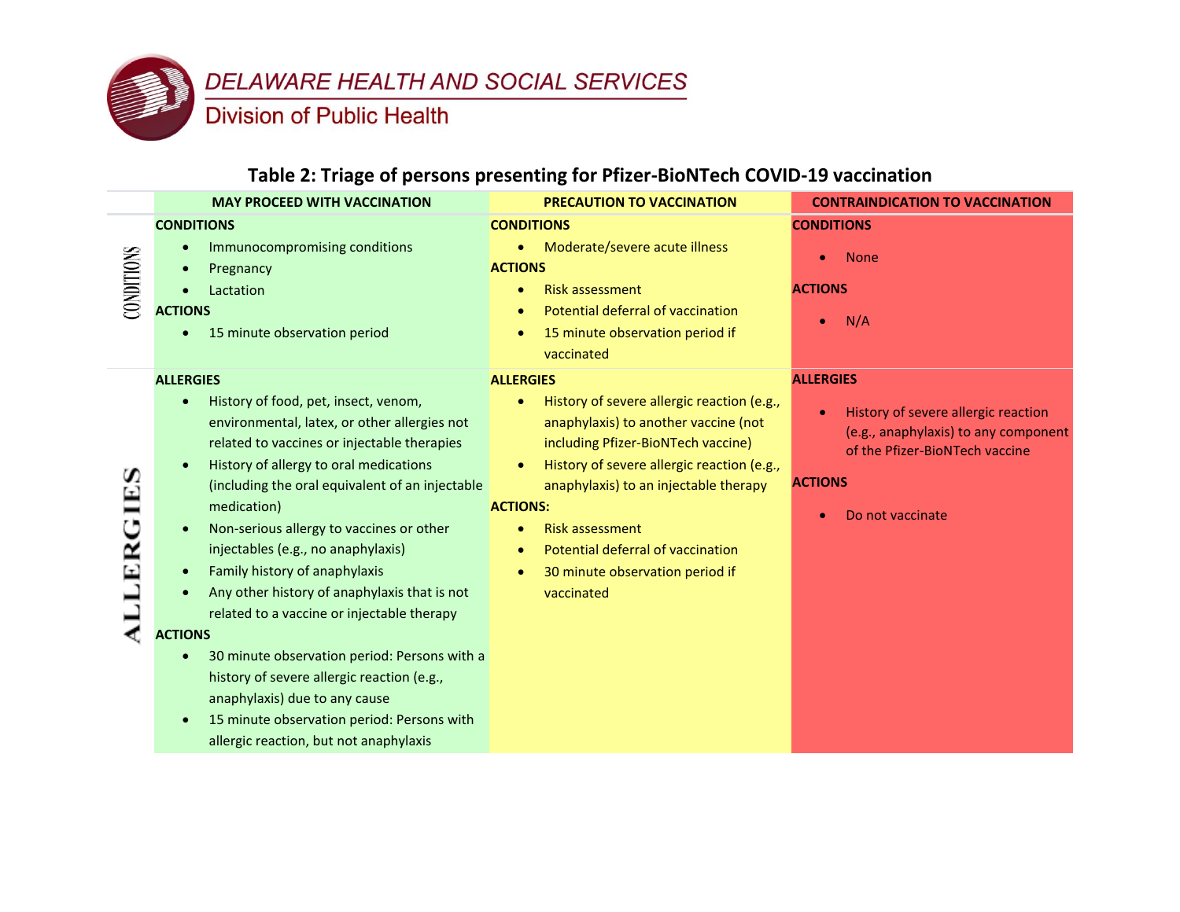DELAWARE HEALTH AND SOCIAL SERVICES

Division of Public Health

## Table 2: Triage of persons presenting for Pfizer-BioNTech COVID-19 vaccination

| | MAY PROCEED WITH VACCINATION | PRECAUTION TO VACCINATION | CONTRAINDICATION TO VACCINATION |
|---|---|---|---|
| CONDITIONS | **CONDITIONS**<br>• Immunocompromising conditions<br>• Pregnancy<br>• Lactation<br>**ACTIONS**<br>• 15 minute observation period | **CONDITIONS**<br>• Moderate/severe acute illness<br>**ACTIONS**<br>• Risk assessment<br>• Potential deferral of vaccination<br>• 15 minute observation period if vaccinated | **CONDITIONS**<br>• None<br>**ACTIONS**<br>• N/A |
| ALLERGIES | **ALLERGIES**<br>• History of food, pet, insect, venom, environmental, latex, or other allergies not related to vaccines or injectable therapies<br>• History of allergy to oral medications (including the oral equivalent of an injectable medication)<br>• Non-serious allergy to vaccines or other injectables (e.g., no anaphylaxis)<br>• Family history of anaphylaxis<br>• Any other history of anaphylaxis that is not related to a vaccine or injectable therapy<br>**ACTIONS**<br>• 30 minute observation period: Persons with a history of severe allergic reaction (e.g., anaphylaxis) due to any cause<br>• 15 minute observation period: Persons with allergic reaction, but not anaphylaxis | **ALLERGIES**<br>• History of severe allergic reaction (e.g., anaphylaxis) to another vaccine (not including Pfizer-BioNTech vaccine)<br>• History of severe allergic reaction (e.g., anaphylaxis) to an injectable therapy<br>**ACTIONS:**<br>• Risk assessment<br>• Potential deferral of vaccination<br>• 30 minute observation period if vaccinated | **ALLERGIES**<br>• History of severe allergic reaction (e.g., anaphylaxis) to any component of the Pfizer-BioNTech vaccine<br>**ACTIONS**<br>• Do not vaccinate |